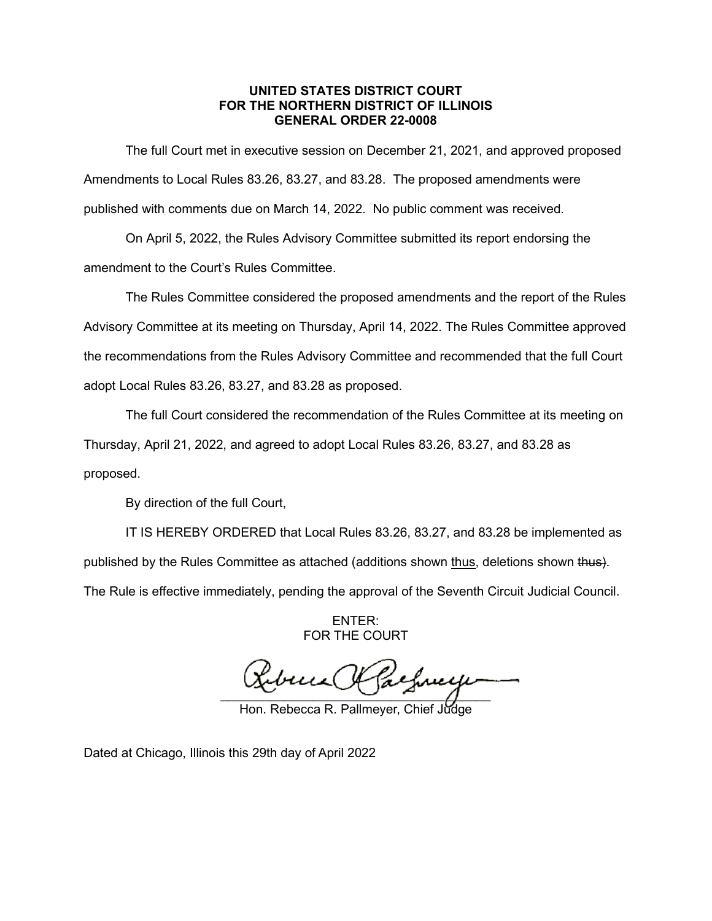**UNITED STATES DISTRICT COURT**
**FOR THE NORTHERN DISTRICT OF ILLINOIS**
**GENERAL ORDER 22-0008**

The full Court met in executive session on December 21, 2021, and approved proposed Amendments to Local Rules 83.26, 83.27, and 83.28. The proposed amendments were published with comments due on March 14, 2022. No public comment was received.

On April 5, 2022, the Rules Advisory Committee submitted its report endorsing the amendment to the Court's Rules Committee.

The Rules Committee considered the proposed amendments and the report of the Rules Advisory Committee at its meeting on Thursday, April 14, 2022. The Rules Committee approved the recommendations from the Rules Advisory Committee and recommended that the full Court adopt Local Rules 83.26, 83.27, and 83.28 as proposed.

The full Court considered the recommendation of the Rules Committee at its meeting on Thursday, April 21, 2022, and agreed to adopt Local Rules 83.26, 83.27, and 83.28 as proposed.

By direction of the full Court,

IT IS HEREBY ORDERED that Local Rules 83.26, 83.27, and 83.28 be implemented as published by the Rules Committee as attached (additions shown <u>thus</u>, deletions shown ~~thus~~). The Rule is effective immediately, pending the approval of the Seventh Circuit Judicial Council.

ENTER:
FOR THE COURT

Hon. Rebecca R. Pallmeyer, Chief Judge

Dated at Chicago, Illinois this 29th day of April 2022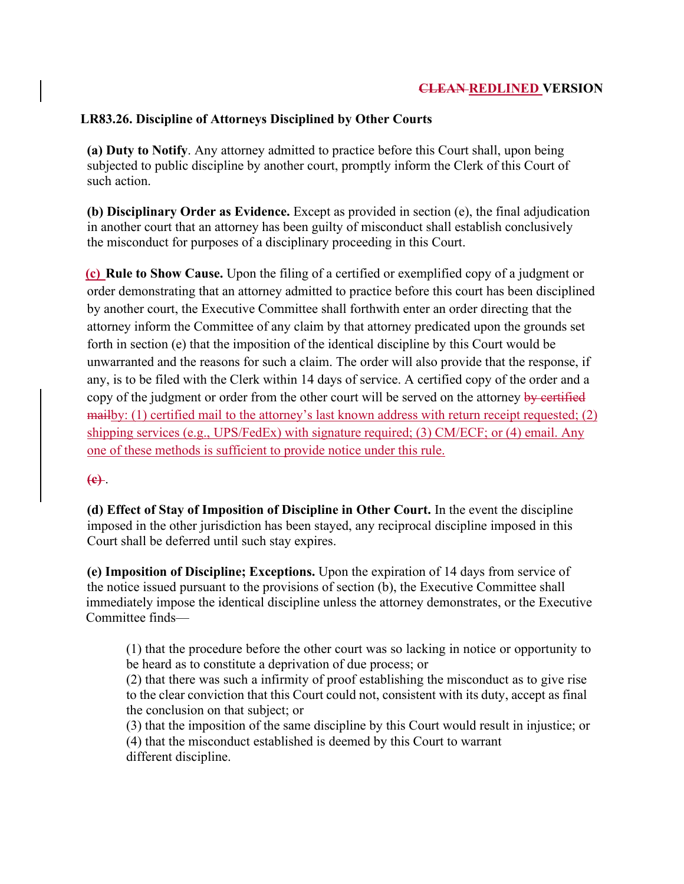~~CLEAN~~ <u>REDLINED</u> VERSION

**LR83.26. Discipline of Attorneys Disciplined by Other Courts**

**(a) Duty to Notify**. Any attorney admitted to practice before this Court shall, upon being subjected to public discipline by another court, promptly inform the Clerk of this Court of such action.

**(b) Disciplinary Order as Evidence.** Except as provided in section (e), the final adjudication in another court that an attorney has been guilty of misconduct shall establish conclusively the misconduct for purposes of a disciplinary proceeding in this Court.

<u>**(c)**</u> **Rule to Show Cause.** Upon the filing of a certified or exemplified copy of a judgment or order demonstrating that an attorney admitted to practice before this court has been disciplined by another court, the Executive Committee shall forthwith enter an order directing that the attorney inform the Committee of any claim by that attorney predicated upon the grounds set forth in section (e) that the imposition of the identical discipline by this Court would be unwarranted and the reasons for such a claim. The order will also provide that the response, if any, is to be filed with the Clerk within 14 days of service. A certified copy of the order and a copy of the judgment or order from the other court will be served on the attorney ~~by certified mail~~<u>by: (1) certified mail to the attorney's last known address with return receipt requested; (2) shipping services (e.g., UPS/FedEx) with signature required; (3) CM/ECF; or (4) email. Any one of these methods is sufficient to provide notice under this rule.</u>

~~(c)~~ .

**(d) Effect of Stay of Imposition of Discipline in Other Court.** In the event the discipline imposed in the other jurisdiction has been stayed, any reciprocal discipline imposed in this Court shall be deferred until such stay expires.

**(e) Imposition of Discipline; Exceptions.** Upon the expiration of 14 days from service of the notice issued pursuant to the provisions of section (b), the Executive Committee shall immediately impose the identical discipline unless the attorney demonstrates, or the Executive Committee finds—

(1) that the procedure before the other court was so lacking in notice or opportunity to be heard as to constitute a deprivation of due process; or
(2) that there was such a infirmity of proof establishing the misconduct as to give rise to the clear conviction that this Court could not, consistent with its duty, accept as final the conclusion on that subject; or
(3) that the imposition of the same discipline by this Court would result in injustice; or
(4) that the misconduct established is deemed by this Court to warrant different discipline.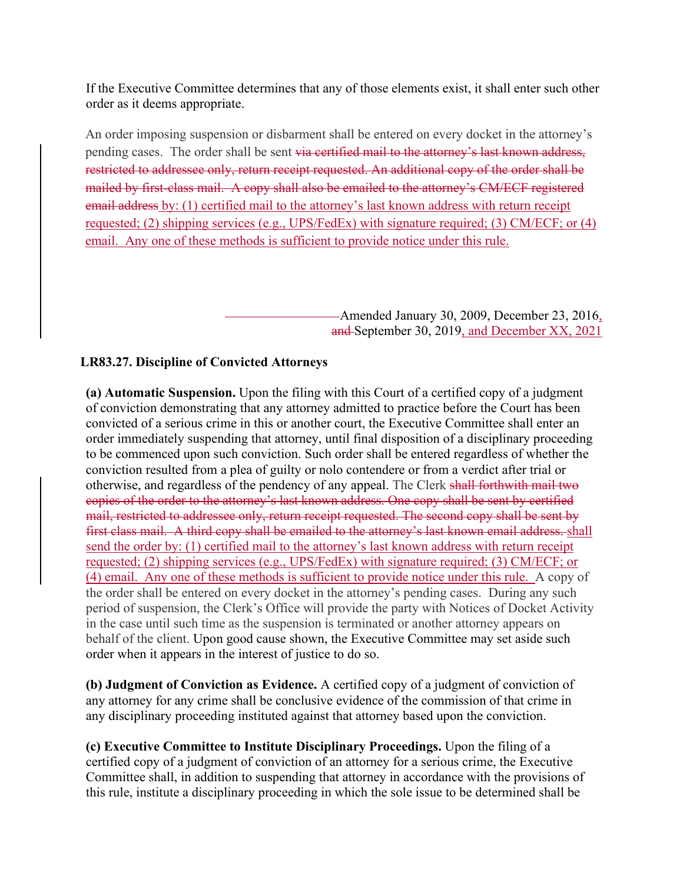If the Executive Committee determines that any of those elements exist, it shall enter such other order as it deems appropriate.

An order imposing suspension or disbarment shall be entered on every docket in the attorney's pending cases. The order shall be sent ~~via certified mail to the attorney's last known address, restricted to addressee only, return receipt requested. An additional copy of the order shall be mailed by first-class mail. A copy shall also be emailed to the attorney's CM/ECF registered email address~~ by: (1) certified mail to the attorney's last known address with return receipt requested; (2) shipping services (e.g., UPS/FedEx) with signature required; (3) CM/ECF; or (4) email. Any one of these methods is sufficient to provide notice under this rule.

Amended January 30, 2009, December 23, 2016, ~~and~~ September 30, 2019, and December XX, 2021

**LR83.27. Discipline of Convicted Attorneys**

**(a) Automatic Suspension.** Upon the filing with this Court of a certified copy of a judgment of conviction demonstrating that any attorney admitted to practice before the Court has been convicted of a serious crime in this or another court, the Executive Committee shall enter an order immediately suspending that attorney, until final disposition of a disciplinary proceeding to be commenced upon such conviction. Such order shall be entered regardless of whether the conviction resulted from a plea of guilty or nolo contendere or from a verdict after trial or otherwise, and regardless of the pendency of any appeal. The Clerk ~~shall forthwith mail two copies of the order to the attorney's last known address. One copy shall be sent by certified mail, restricted to addressee only, return receipt requested. The second copy shall be sent by first class mail. A third copy shall be emailed to the attorney's last known email address.~~ shall send the order by: (1) certified mail to the attorney's last known address with return receipt requested; (2) shipping services (e.g., UPS/FedEx) with signature required; (3) CM/ECF; or (4) email. Any one of these methods is sufficient to provide notice under this rule. A copy of the order shall be entered on every docket in the attorney's pending cases. During any such period of suspension, the Clerk's Office will provide the party with Notices of Docket Activity in the case until such time as the suspension is terminated or another attorney appears on behalf of the client. Upon good cause shown, the Executive Committee may set aside such order when it appears in the interest of justice to do so.

**(b) Judgment of Conviction as Evidence.** A certified copy of a judgment of conviction of any attorney for any crime shall be conclusive evidence of the commission of that crime in any disciplinary proceeding instituted against that attorney based upon the conviction.

**(c) Executive Committee to Institute Disciplinary Proceedings.** Upon the filing of a certified copy of a judgment of conviction of an attorney for a serious crime, the Executive Committee shall, in addition to suspending that attorney in accordance with the provisions of this rule, institute a disciplinary proceeding in which the sole issue to be determined shall be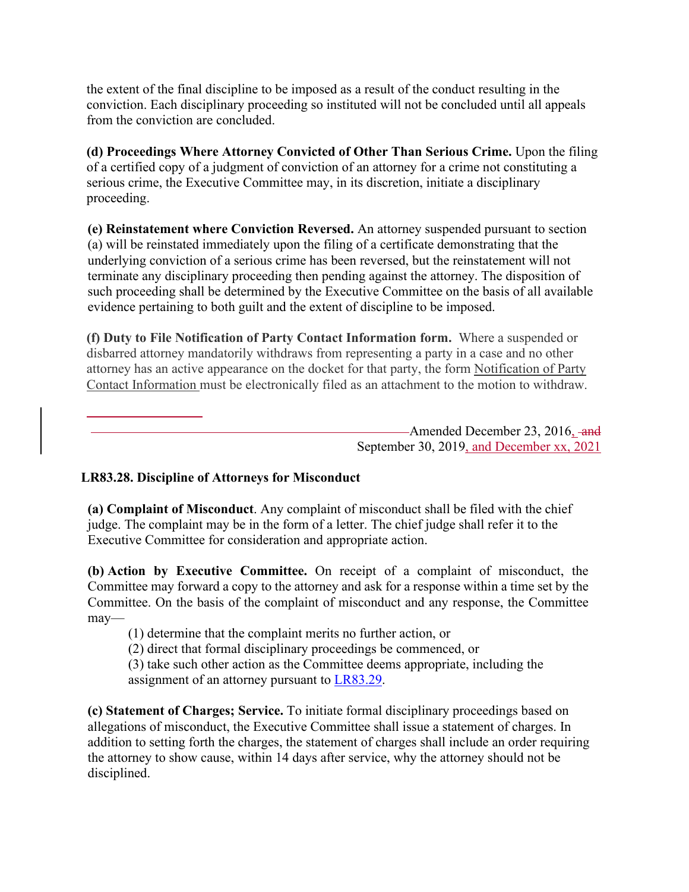the extent of the final discipline to be imposed as a result of the conduct resulting in the conviction. Each disciplinary proceeding so instituted will not be concluded until all appeals from the conviction are concluded.

**(d) Proceedings Where Attorney Convicted of Other Than Serious Crime.** Upon the filing of a certified copy of a judgment of conviction of an attorney for a crime not constituting a serious crime, the Executive Committee may, in its discretion, initiate a disciplinary proceeding.

**(e) Reinstatement where Conviction Reversed.** An attorney suspended pursuant to section (a) will be reinstated immediately upon the filing of a certificate demonstrating that the underlying conviction of a serious crime has been reversed, but the reinstatement will not terminate any disciplinary proceeding then pending against the attorney. The disposition of such proceeding shall be determined by the Executive Committee on the basis of all available evidence pertaining to both guilt and the extent of discipline to be imposed.

**(f) Duty to File Notification of Party Contact Information form.** Where a suspended or disbarred attorney mandatorily withdraws from representing a party in a case and no other attorney has an active appearance on the docket for that party, the form Notification of Party Contact Information must be electronically filed as an attachment to the motion to withdraw.

Amended December 23, 2016, ~~and~~ September 30, 2019, and December xx, 2021

## LR83.28. Discipline of Attorneys for Misconduct

**(a) Complaint of Misconduct**. Any complaint of misconduct shall be filed with the chief judge. The complaint may be in the form of a letter. The chief judge shall refer it to the Executive Committee for consideration and appropriate action.

**(b) Action by Executive Committee.** On receipt of a complaint of misconduct, the Committee may forward a copy to the attorney and ask for a response within a time set by the Committee. On the basis of the complaint of misconduct and any response, the Committee may—

(1) determine that the complaint merits no further action, or
(2) direct that formal disciplinary proceedings be commenced, or
(3) take such other action as the Committee deems appropriate, including the assignment of an attorney pursuant to LR83.29.

**(c) Statement of Charges; Service.** To initiate formal disciplinary proceedings based on allegations of misconduct, the Executive Committee shall issue a statement of charges. In addition to setting forth the charges, the statement of charges shall include an order requiring the attorney to show cause, within 14 days after service, why the attorney should not be disciplined.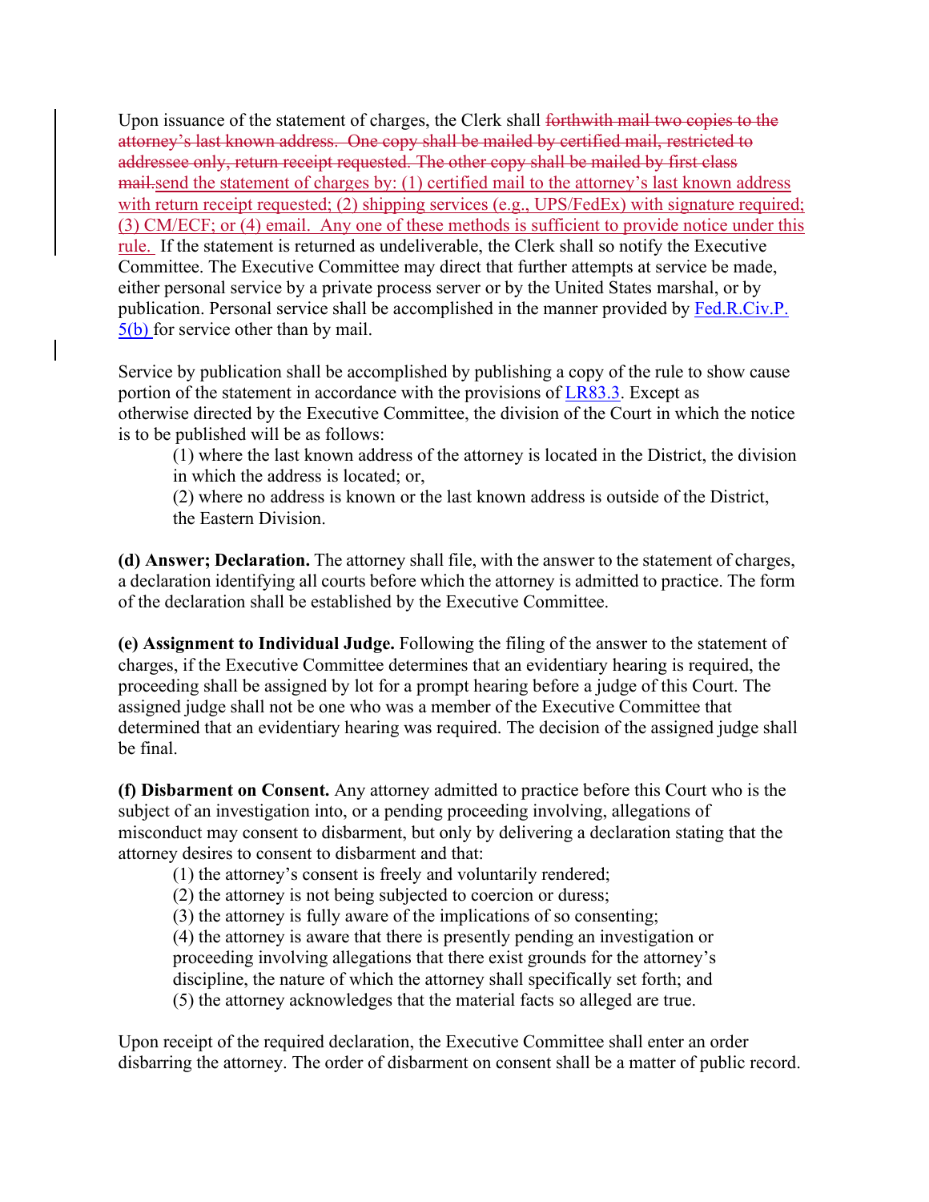Upon issuance of the statement of charges, the Clerk shall ~~forthwith mail two copies to the attorney's last known address. One copy shall be mailed by certified mail, restricted to addressee only, return receipt requested. The other copy shall be mailed by first class mail.~~send the statement of charges by: (1) certified mail to the attorney's last known address with return receipt requested; (2) shipping services (e.g., UPS/FedEx) with signature required; (3) CM/ECF; or (4) email. Any one of these methods is sufficient to provide notice under this rule. If the statement is returned as undeliverable, the Clerk shall so notify the Executive Committee. The Executive Committee may direct that further attempts at service be made, either personal service by a private process server or by the United States marshal, or by publication. Personal service shall be accomplished in the manner provided by Fed.R.Civ.P. 5(b) for service other than by mail.

Service by publication shall be accomplished by publishing a copy of the rule to show cause portion of the statement in accordance with the provisions of LR83.3. Except as otherwise directed by the Executive Committee, the division of the Court in which the notice is to be published will be as follows:

(1) where the last known address of the attorney is located in the District, the division in which the address is located; or,

(2) where no address is known or the last known address is outside of the District, the Eastern Division.

**(d) Answer; Declaration.** The attorney shall file, with the answer to the statement of charges, a declaration identifying all courts before which the attorney is admitted to practice. The form of the declaration shall be established by the Executive Committee.

**(e) Assignment to Individual Judge.** Following the filing of the answer to the statement of charges, if the Executive Committee determines that an evidentiary hearing is required, the proceeding shall be assigned by lot for a prompt hearing before a judge of this Court. The assigned judge shall not be one who was a member of the Executive Committee that determined that an evidentiary hearing was required. The decision of the assigned judge shall be final.

**(f) Disbarment on Consent.** Any attorney admitted to practice before this Court who is the subject of an investigation into, or a pending proceeding involving, allegations of misconduct may consent to disbarment, but only by delivering a declaration stating that the attorney desires to consent to disbarment and that:

(1) the attorney's consent is freely and voluntarily rendered;

(2) the attorney is not being subjected to coercion or duress;

(3) the attorney is fully aware of the implications of so consenting;

(4) the attorney is aware that there is presently pending an investigation or proceeding involving allegations that there exist grounds for the attorney's discipline, the nature of which the attorney shall specifically set forth; and

(5) the attorney acknowledges that the material facts so alleged are true.

Upon receipt of the required declaration, the Executive Committee shall enter an order disbarring the attorney. The order of disbarment on consent shall be a matter of public record.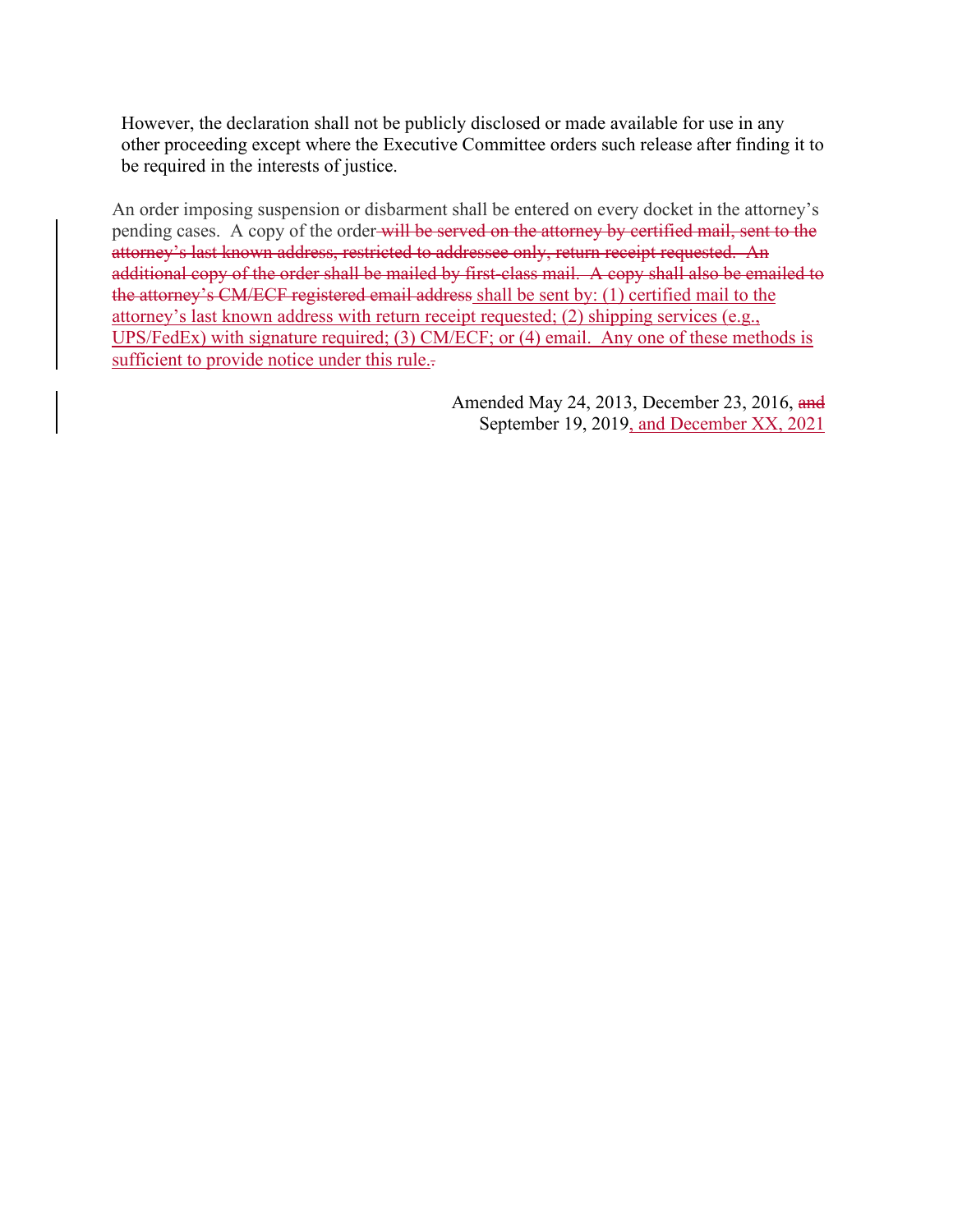However, the declaration shall not be publicly disclosed or made available for use in any other proceeding except where the Executive Committee orders such release after finding it to be required in the interests of justice.

An order imposing suspension or disbarment shall be entered on every docket in the attorney's pending cases. A copy of the order ~~will be served on the attorney by certified mail, sent to the attorney's last known address, restricted to addressee only, return receipt requested. An additional copy of the order shall be mailed by first-class mail. A copy shall also be emailed to the attorney's CM/ECF registered email address~~ <u>shall be sent by: (1) certified mail to the attorney's last known address with return receipt requested; (2) shipping services (e.g., UPS/FedEx) with signature required; (3) CM/ECF; or (4) email. Any one of these methods is sufficient to provide notice under this rule.</u>~~.~~

Amended May 24, 2013, December 23, 2016, ~~and~~ September 19, 2019<u>, and December XX, 2021</u>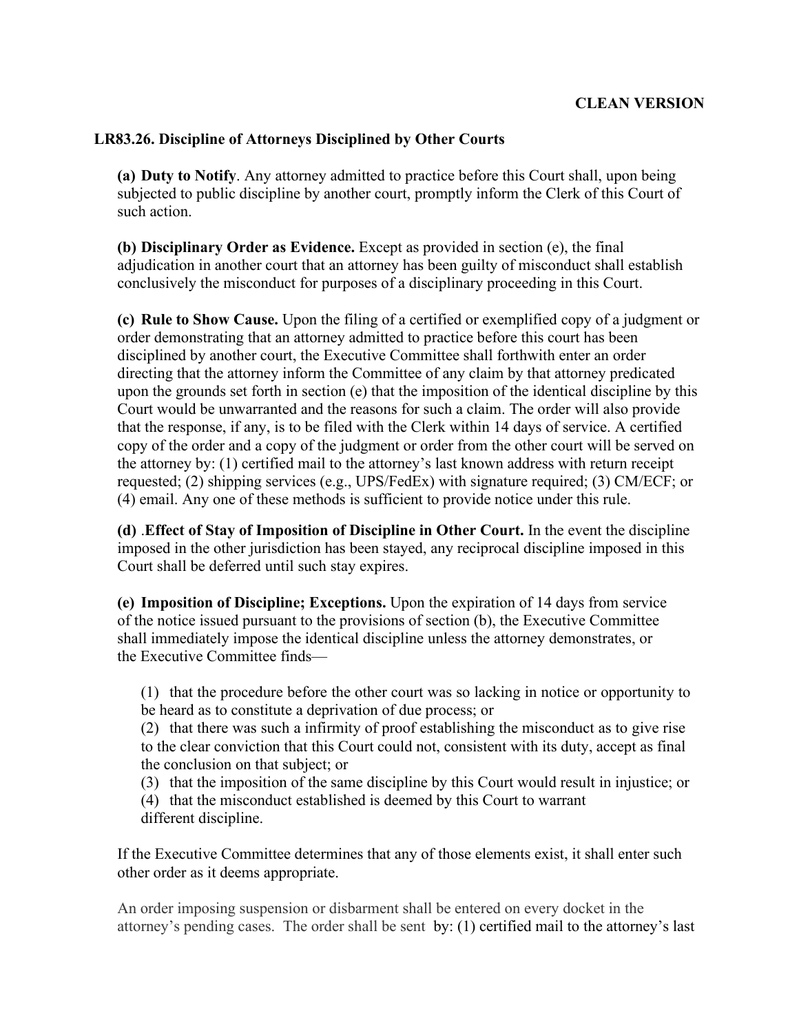**CLEAN VERSION**

## LR83.26. Discipline of Attorneys Disciplined by Other Courts

**(a) Duty to Notify**. Any attorney admitted to practice before this Court shall, upon being subjected to public discipline by another court, promptly inform the Clerk of this Court of such action.

**(b) Disciplinary Order as Evidence.** Except as provided in section (e), the final adjudication in another court that an attorney has been guilty of misconduct shall establish conclusively the misconduct for purposes of a disciplinary proceeding in this Court.

**(c) Rule to Show Cause.** Upon the filing of a certified or exemplified copy of a judgment or order demonstrating that an attorney admitted to practice before this court has been disciplined by another court, the Executive Committee shall forthwith enter an order directing that the attorney inform the Committee of any claim by that attorney predicated upon the grounds set forth in section (e) that the imposition of the identical discipline by this Court would be unwarranted and the reasons for such a claim. The order will also provide that the response, if any, is to be filed with the Clerk within 14 days of service. A certified copy of the order and a copy of the judgment or order from the other court will be served on the attorney by: (1) certified mail to the attorney's last known address with return receipt requested; (2) shipping services (e.g., UPS/FedEx) with signature required; (3) CM/ECF; or (4) email. Any one of these methods is sufficient to provide notice under this rule.

**(d) .Effect of Stay of Imposition of Discipline in Other Court.** In the event the discipline imposed in the other jurisdiction has been stayed, any reciprocal discipline imposed in this Court shall be deferred until such stay expires.

**(e) Imposition of Discipline; Exceptions.** Upon the expiration of 14 days from service of the notice issued pursuant to the provisions of section (b), the Executive Committee shall immediately impose the identical discipline unless the attorney demonstrates, or the Executive Committee finds—

(1) that the procedure before the other court was so lacking in notice or opportunity to be heard as to constitute a deprivation of due process; or
(2) that there was such a infirmity of proof establishing the misconduct as to give rise to the clear conviction that this Court could not, consistent with its duty, accept as final the conclusion on that subject; or
(3) that the imposition of the same discipline by this Court would result in injustice; or
(4) that the misconduct established is deemed by this Court to warrant different discipline.

If the Executive Committee determines that any of those elements exist, it shall enter such other order as it deems appropriate.

An order imposing suspension or disbarment shall be entered on every docket in the attorney's pending cases. The order shall be sent by: (1) certified mail to the attorney's last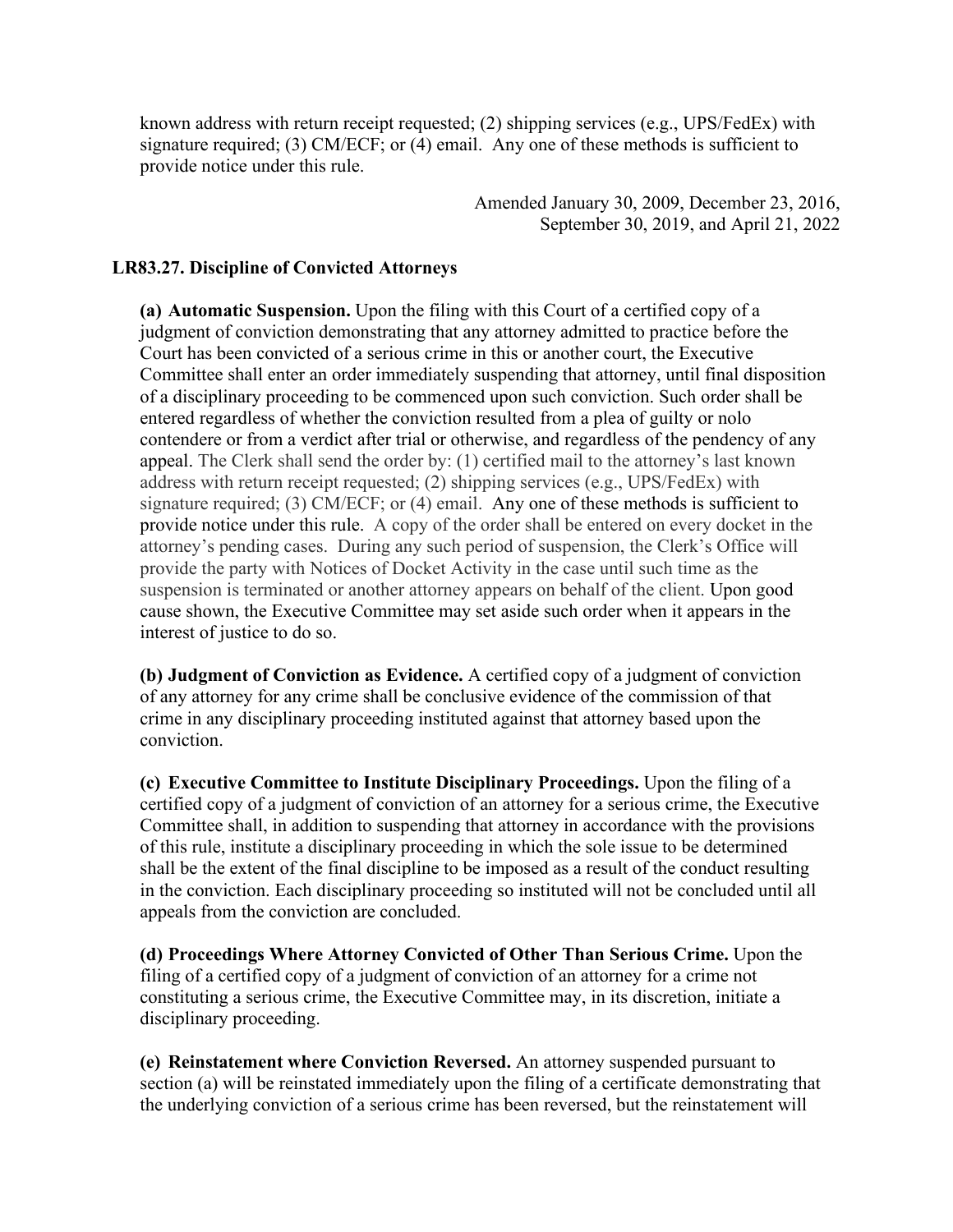known address with return receipt requested; (2) shipping services (e.g., UPS/FedEx) with signature required; (3) CM/ECF; or (4) email. Any one of these methods is sufficient to provide notice under this rule.

Amended January 30, 2009, December 23, 2016, September 30, 2019, and April 21, 2022

### LR83.27. Discipline of Convicted Attorneys

**(a) Automatic Suspension.** Upon the filing with this Court of a certified copy of a judgment of conviction demonstrating that any attorney admitted to practice before the Court has been convicted of a serious crime in this or another court, the Executive Committee shall enter an order immediately suspending that attorney, until final disposition of a disciplinary proceeding to be commenced upon such conviction. Such order shall be entered regardless of whether the conviction resulted from a plea of guilty or nolo contendere or from a verdict after trial or otherwise, and regardless of the pendency of any appeal. The Clerk shall send the order by: (1) certified mail to the attorney's last known address with return receipt requested; (2) shipping services (e.g., UPS/FedEx) with signature required; (3) CM/ECF; or (4) email. Any one of these methods is sufficient to provide notice under this rule. A copy of the order shall be entered on every docket in the attorney's pending cases. During any such period of suspension, the Clerk's Office will provide the party with Notices of Docket Activity in the case until such time as the suspension is terminated or another attorney appears on behalf of the client. Upon good cause shown, the Executive Committee may set aside such order when it appears in the interest of justice to do so.

**(b) Judgment of Conviction as Evidence.** A certified copy of a judgment of conviction of any attorney for any crime shall be conclusive evidence of the commission of that crime in any disciplinary proceeding instituted against that attorney based upon the conviction.

**(c) Executive Committee to Institute Disciplinary Proceedings.** Upon the filing of a certified copy of a judgment of conviction of an attorney for a serious crime, the Executive Committee shall, in addition to suspending that attorney in accordance with the provisions of this rule, institute a disciplinary proceeding in which the sole issue to be determined shall be the extent of the final discipline to be imposed as a result of the conduct resulting in the conviction. Each disciplinary proceeding so instituted will not be concluded until all appeals from the conviction are concluded.

**(d) Proceedings Where Attorney Convicted of Other Than Serious Crime.** Upon the filing of a certified copy of a judgment of conviction of an attorney for a crime not constituting a serious crime, the Executive Committee may, in its discretion, initiate a disciplinary proceeding.

**(e) Reinstatement where Conviction Reversed.** An attorney suspended pursuant to section (a) will be reinstated immediately upon the filing of a certificate demonstrating that the underlying conviction of a serious crime has been reversed, but the reinstatement will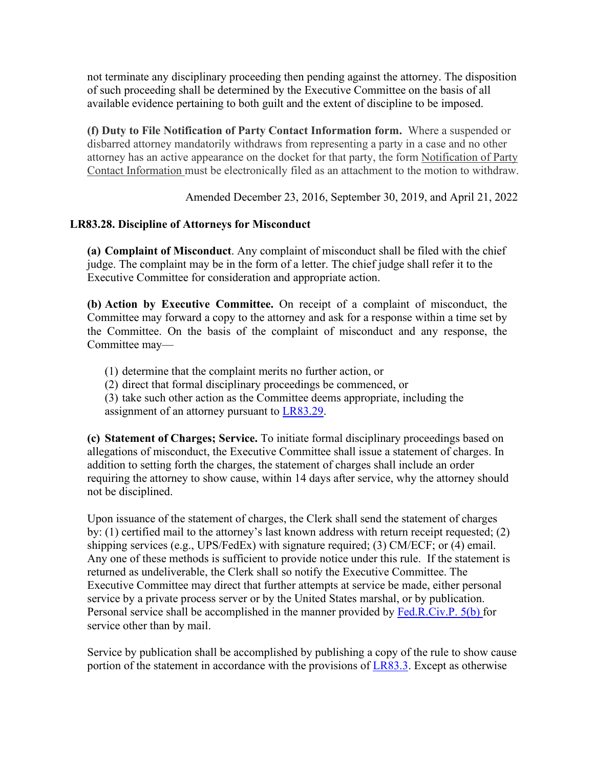not terminate any disciplinary proceeding then pending against the attorney. The disposition of such proceeding shall be determined by the Executive Committee on the basis of all available evidence pertaining to both guilt and the extent of discipline to be imposed.

**(f) Duty to File Notification of Party Contact Information form.** Where a suspended or disbarred attorney mandatorily withdraws from representing a party in a case and no other attorney has an active appearance on the docket for that party, the form Notification of Party Contact Information must be electronically filed as an attachment to the motion to withdraw.

Amended December 23, 2016, September 30, 2019, and April 21, 2022

## LR83.28. Discipline of Attorneys for Misconduct

**(a) Complaint of Misconduct**. Any complaint of misconduct shall be filed with the chief judge. The complaint may be in the form of a letter. The chief judge shall refer it to the Executive Committee for consideration and appropriate action.

**(b) Action by Executive Committee.** On receipt of a complaint of misconduct, the Committee may forward a copy to the attorney and ask for a response within a time set by the Committee. On the basis of the complaint of misconduct and any response, the Committee may—

(1) determine that the complaint merits no further action, or
(2) direct that formal disciplinary proceedings be commenced, or
(3) take such other action as the Committee deems appropriate, including the assignment of an attorney pursuant to LR83.29.

**(c) Statement of Charges; Service.** To initiate formal disciplinary proceedings based on allegations of misconduct, the Executive Committee shall issue a statement of charges. In addition to setting forth the charges, the statement of charges shall include an order requiring the attorney to show cause, within 14 days after service, why the attorney should not be disciplined.

Upon issuance of the statement of charges, the Clerk shall send the statement of charges by: (1) certified mail to the attorney's last known address with return receipt requested; (2) shipping services (e.g., UPS/FedEx) with signature required; (3) CM/ECF; or (4) email. Any one of these methods is sufficient to provide notice under this rule. If the statement is returned as undeliverable, the Clerk shall so notify the Executive Committee. The Executive Committee may direct that further attempts at service be made, either personal service by a private process server or by the United States marshal, or by publication. Personal service shall be accomplished in the manner provided by Fed.R.Civ.P. 5(b) for service other than by mail.

Service by publication shall be accomplished by publishing a copy of the rule to show cause portion of the statement in accordance with the provisions of LR83.3. Except as otherwise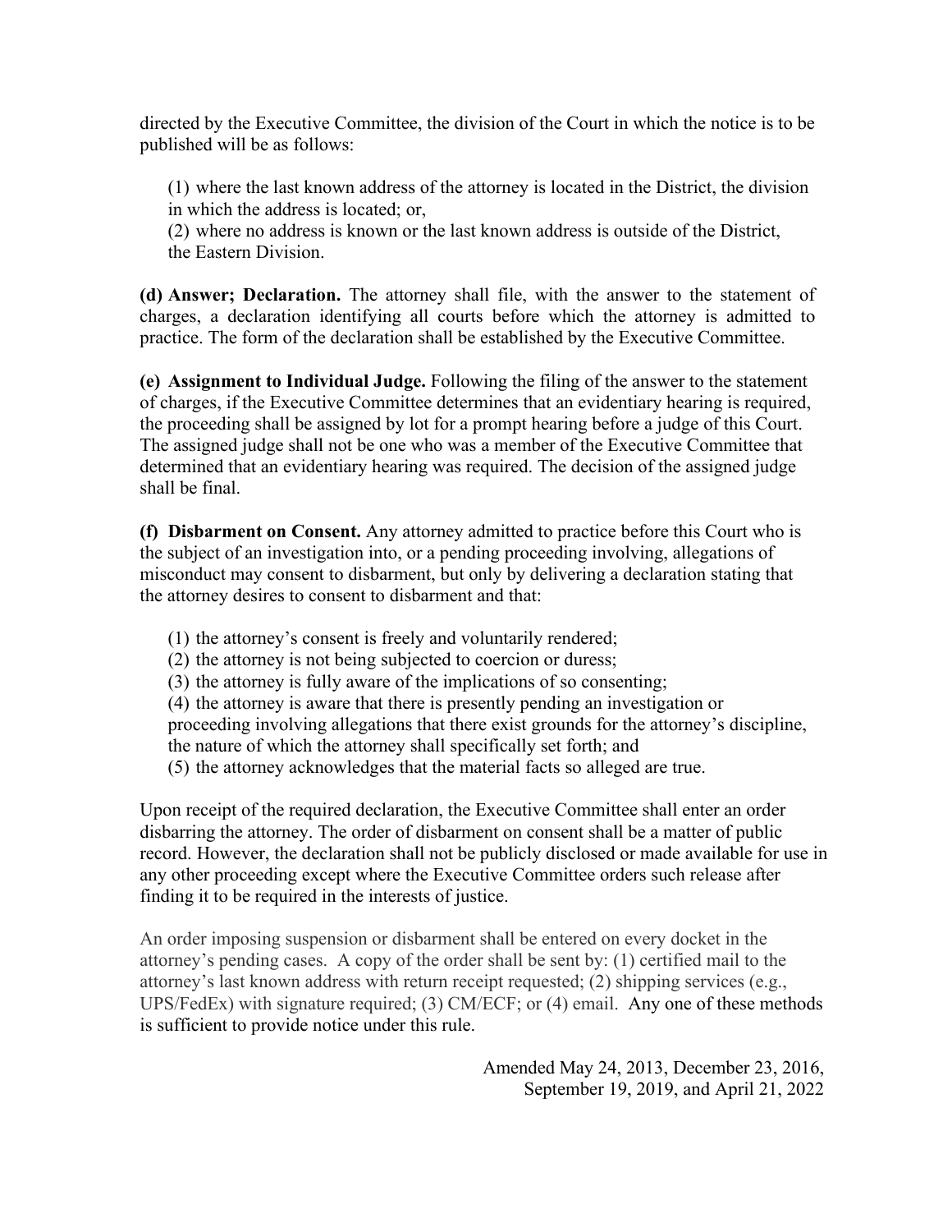directed by the Executive Committee, the division of the Court in which the notice is to be published will be as follows:

(1) where the last known address of the attorney is located in the District, the division in which the address is located; or,

(2) where no address is known or the last known address is outside of the District, the Eastern Division.

**(d) Answer; Declaration.** The attorney shall file, with the answer to the statement of charges, a declaration identifying all courts before which the attorney is admitted to practice. The form of the declaration shall be established by the Executive Committee.

**(e) Assignment to Individual Judge.** Following the filing of the answer to the statement of charges, if the Executive Committee determines that an evidentiary hearing is required, the proceeding shall be assigned by lot for a prompt hearing before a judge of this Court. The assigned judge shall not be one who was a member of the Executive Committee that determined that an evidentiary hearing was required. The decision of the assigned judge shall be final.

**(f) Disbarment on Consent.** Any attorney admitted to practice before this Court who is the subject of an investigation into, or a pending proceeding involving, allegations of misconduct may consent to disbarment, but only by delivering a declaration stating that the attorney desires to consent to disbarment and that:

(1) the attorney's consent is freely and voluntarily rendered;
(2) the attorney is not being subjected to coercion or duress;
(3) the attorney is fully aware of the implications of so consenting;
(4) the attorney is aware that there is presently pending an investigation or proceeding involving allegations that there exist grounds for the attorney's discipline, the nature of which the attorney shall specifically set forth; and
(5) the attorney acknowledges that the material facts so alleged are true.

Upon receipt of the required declaration, the Executive Committee shall enter an order disbarring the attorney. The order of disbarment on consent shall be a matter of public record. However, the declaration shall not be publicly disclosed or made available for use in any other proceeding except where the Executive Committee orders such release after finding it to be required in the interests of justice.

An order imposing suspension or disbarment shall be entered on every docket in the attorney's pending cases. A copy of the order shall be sent by: (1) certified mail to the attorney's last known address with return receipt requested; (2) shipping services (e.g., UPS/FedEx) with signature required; (3) CM/ECF; or (4) email. Any one of these methods is sufficient to provide notice under this rule.

Amended May 24, 2013, December 23, 2016, September 19, 2019, and April 21, 2022